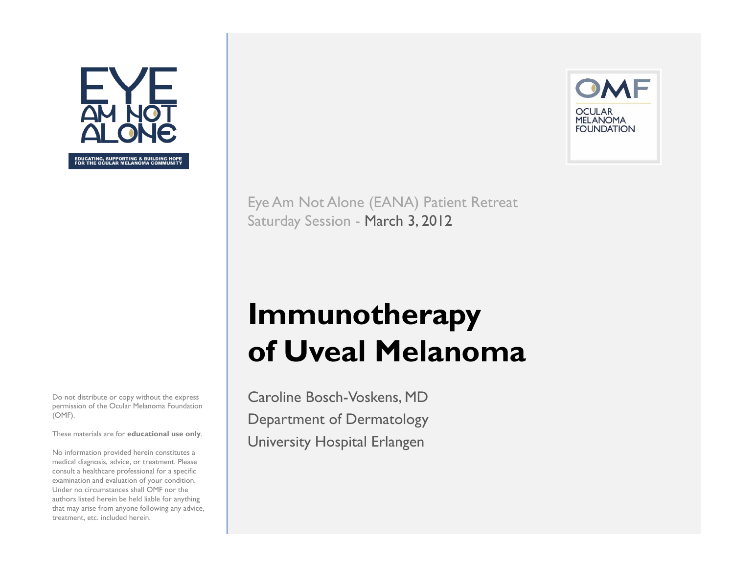EYE AM NOT ALONE

EDUCATING, SUPPORTING & BUILDING HOPE FOR THE OCULAR MELANOMA COMMUNITY

OMF

OCULAR MELANOMA FOUNDATION

Eye Am Not Alone (EANA) Patient Retreat
Saturday Session - March 3, 2012

# Immunotherapy of Uveal Melanoma

Caroline Bosch-Voskens, MD

Department of Dermatology

University Hospital Erlangen

Do not distribute or copy without the express permission of the Ocular Melanoma Foundation (OMF).

These materials are for **educational use only**.

No information provided herein constitutes a medical diagnosis, advice, or treatment. Please consult a healthcare professional for a specific examination and evaluation of your condition. Under no circumstances shall OMF nor the authors listed herein be held liable for anything that may arise from anyone following any advice, treatment, etc. included herein.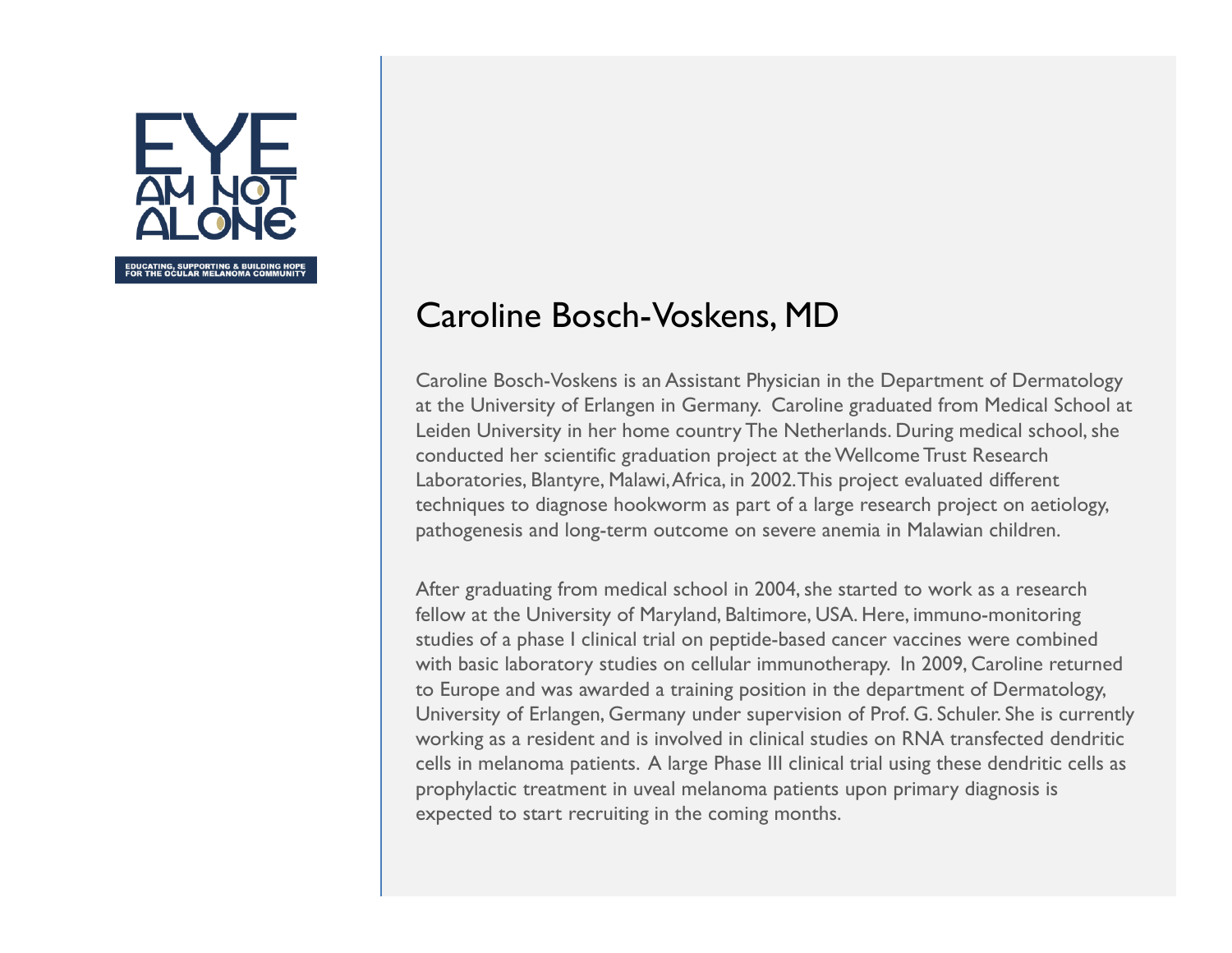# Caroline Bosch-Voskens, MD

Caroline Bosch-Voskens is an Assistant Physician in the Department of Dermatology at the University of Erlangen in Germany. Caroline graduated from Medical School at Leiden University in her home country The Netherlands. During medical school, she conducted her scientific graduation project at the Wellcome Trust Research Laboratories, Blantyre, Malawi, Africa, in 2002. This project evaluated different techniques to diagnose hookworm as part of a large research project on aetiology, pathogenesis and long-term outcome on severe anemia in Malawian children.

After graduating from medical school in 2004, she started to work as a research fellow at the University of Maryland, Baltimore, USA. Here, immuno-monitoring studies of a phase I clinical trial on peptide-based cancer vaccines were combined with basic laboratory studies on cellular immunotherapy. In 2009, Caroline returned to Europe and was awarded a training position in the department of Dermatology, University of Erlangen, Germany under supervision of Prof. G. Schuler. She is currently working as a resident and is involved in clinical studies on RNA transfected dendritic cells in melanoma patients. A large Phase III clinical trial using these dendritic cells as prophylactic treatment in uveal melanoma patients upon primary diagnosis is expected to start recruiting in the coming months.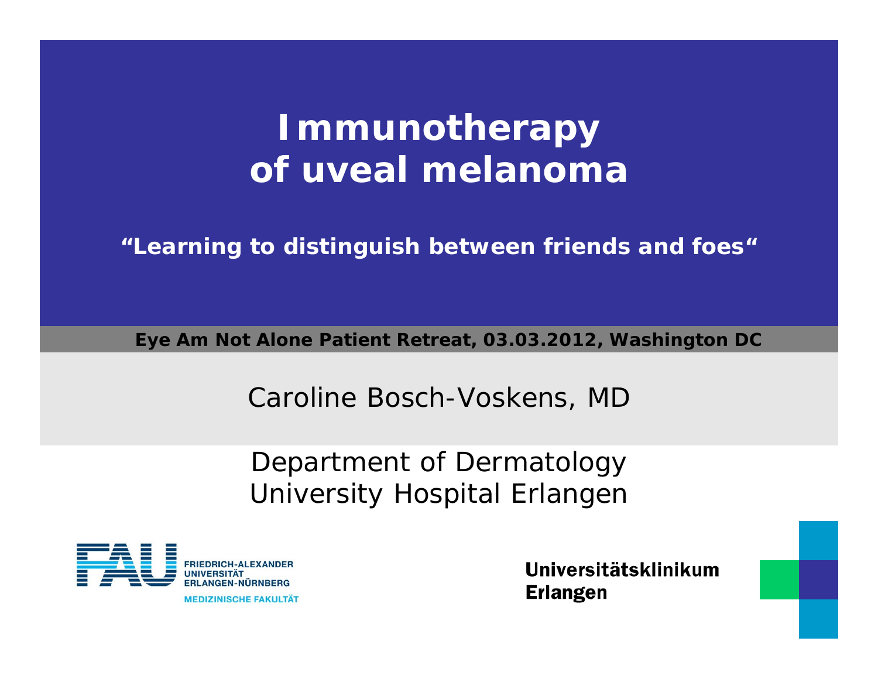# Immunotherapy of uveal melanoma

**"Learning to distinguish between friends and foes"**

**Eye Am Not Alone Patient Retreat, 03.03.2012, Washington DC**

Caroline Bosch-Voskens, MD

Department of Dermatology
University Hospital Erlangen

FRIEDRICH-ALEXANDER UNIVERSITÄT ERLANGEN-NÜRNBERG
MEDIZINISCHE FAKULTÄT

Universitätsklinikum Erlangen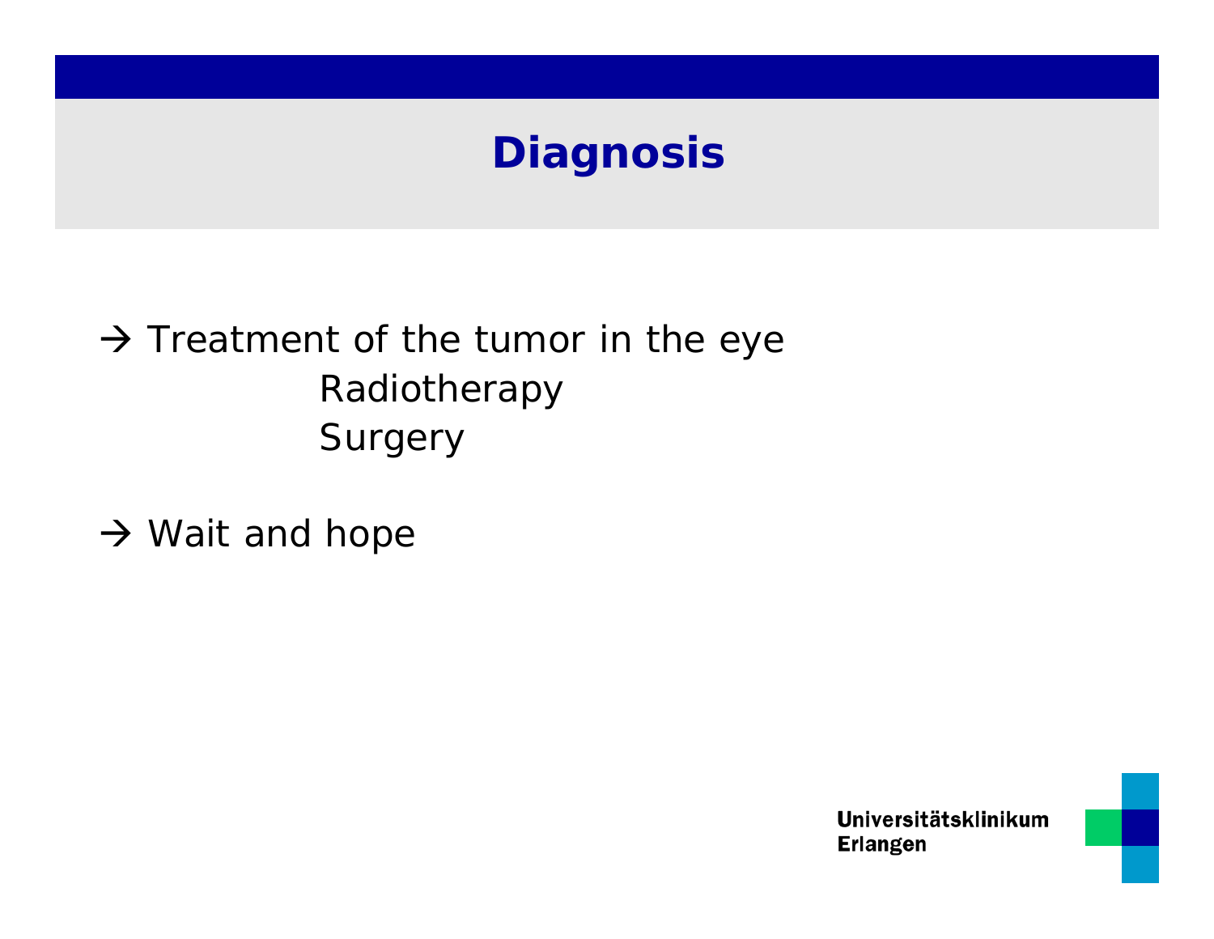# Diagnosis

→ Treatment of the tumor in the eye
  - Radiotherapy
  - Surgery

→ Wait and hope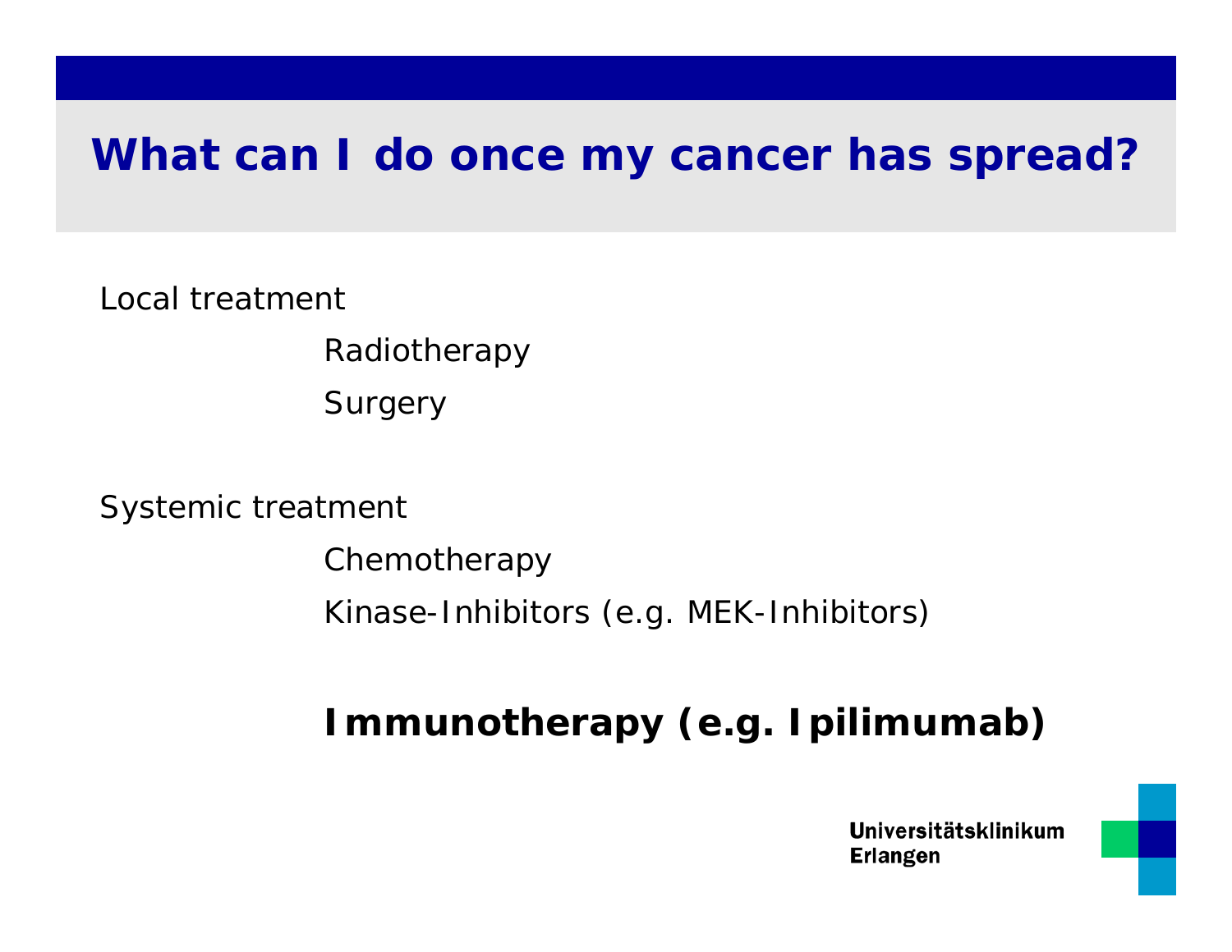# What can I do once my cancer has spread?

Local treatment

- Radiotherapy
- Surgery

Systemic treatment

- Chemotherapy
- Kinase-Inhibitors (e.g. MEK-Inhibitors)

- **Immunotherapy (e.g. Ipilimumab)**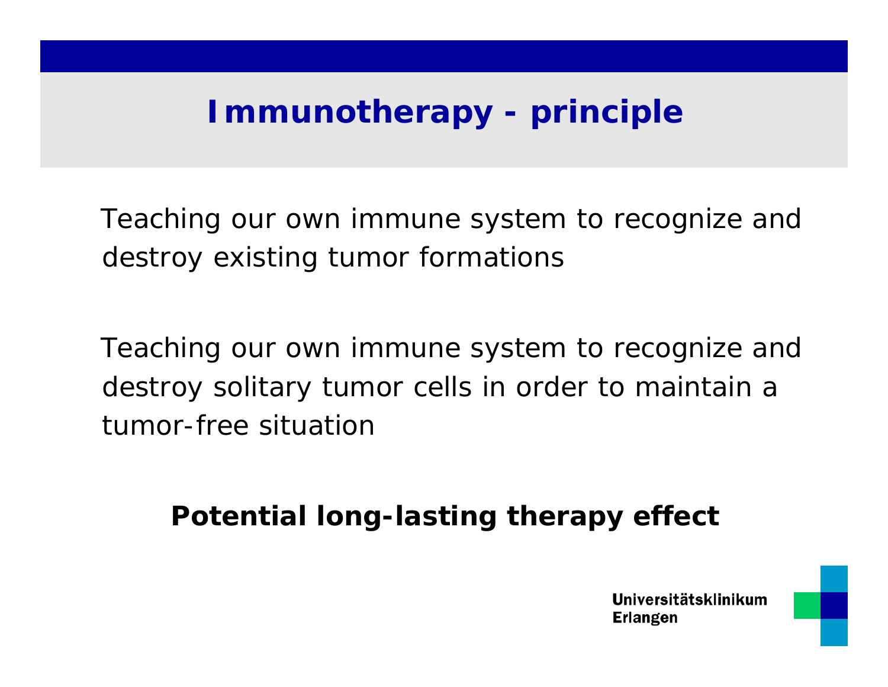# Immunotherapy - principle

Teaching our own immune system to recognize and destroy existing tumor formations

Teaching our own immune system to recognize and destroy solitary tumor cells in order to maintain a tumor-free situation

**Potential long-lasting therapy effect**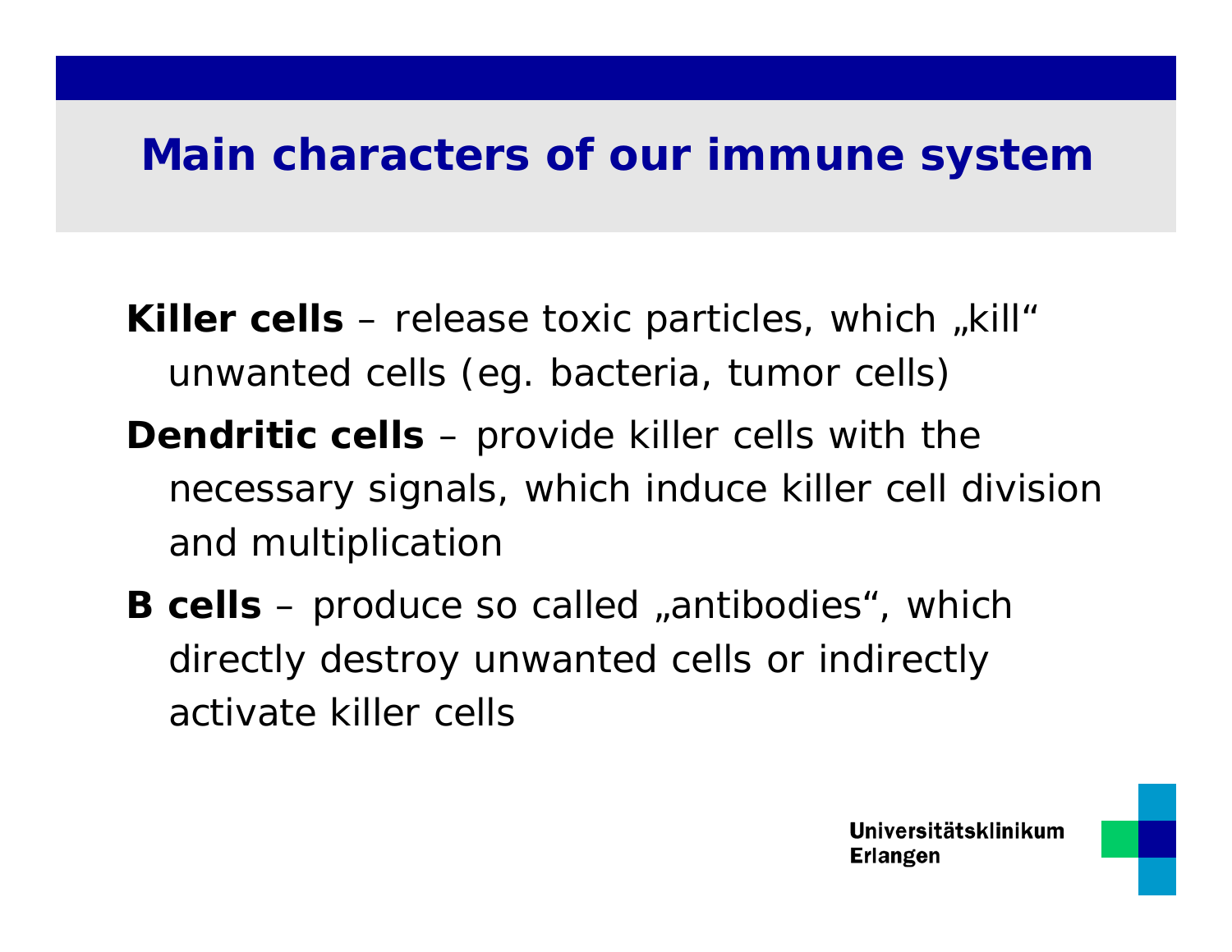# Main characters of our immune system

**Killer cells** – release toxic particles, which „kill" unwanted cells (eg. bacteria, tumor cells)

**Dendritic cells** – provide killer cells with the necessary signals, which induce killer cell division and multiplication

**B cells** – produce so called „antibodies", which directly destroy unwanted cells or indirectly activate killer cells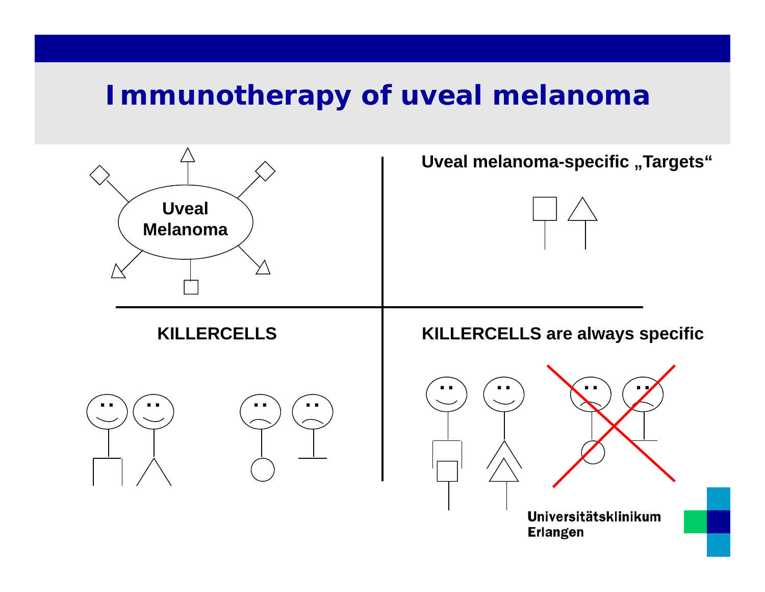# Immunotherapy of uveal melanoma

Uveal Melanoma

Uveal melanoma-specific „Targets"

KILLERCELLS

KILLERCELLS are always specific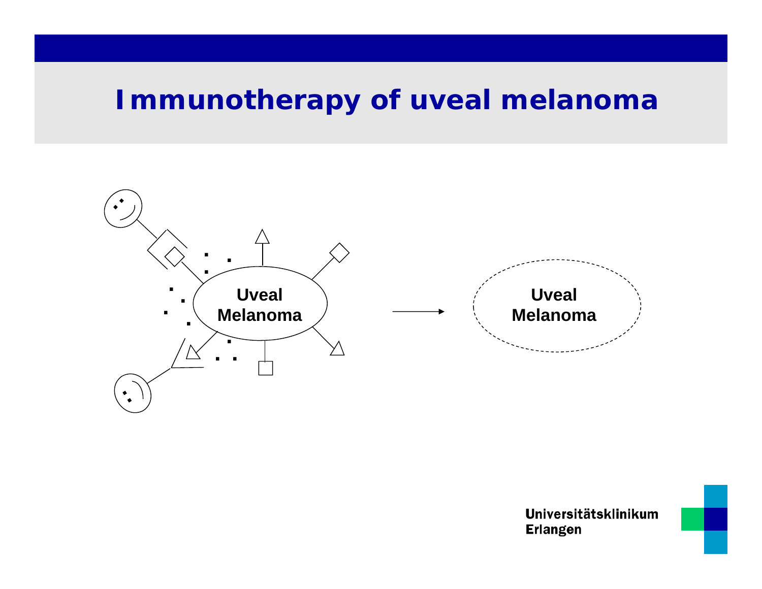# Immunotherapy of uveal melanoma

Uveal Melanoma

Uveal Melanoma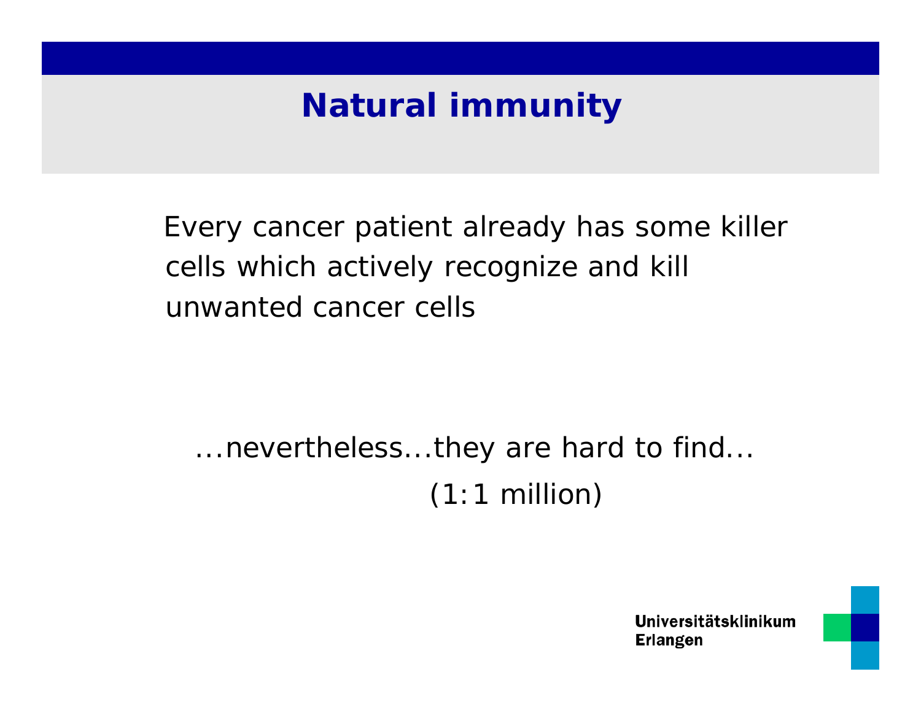# Natural immunity

Every cancer patient already has some killer cells which actively recognize and kill unwanted cancer cells

…nevertheless…they are hard to find…

(1:1 million)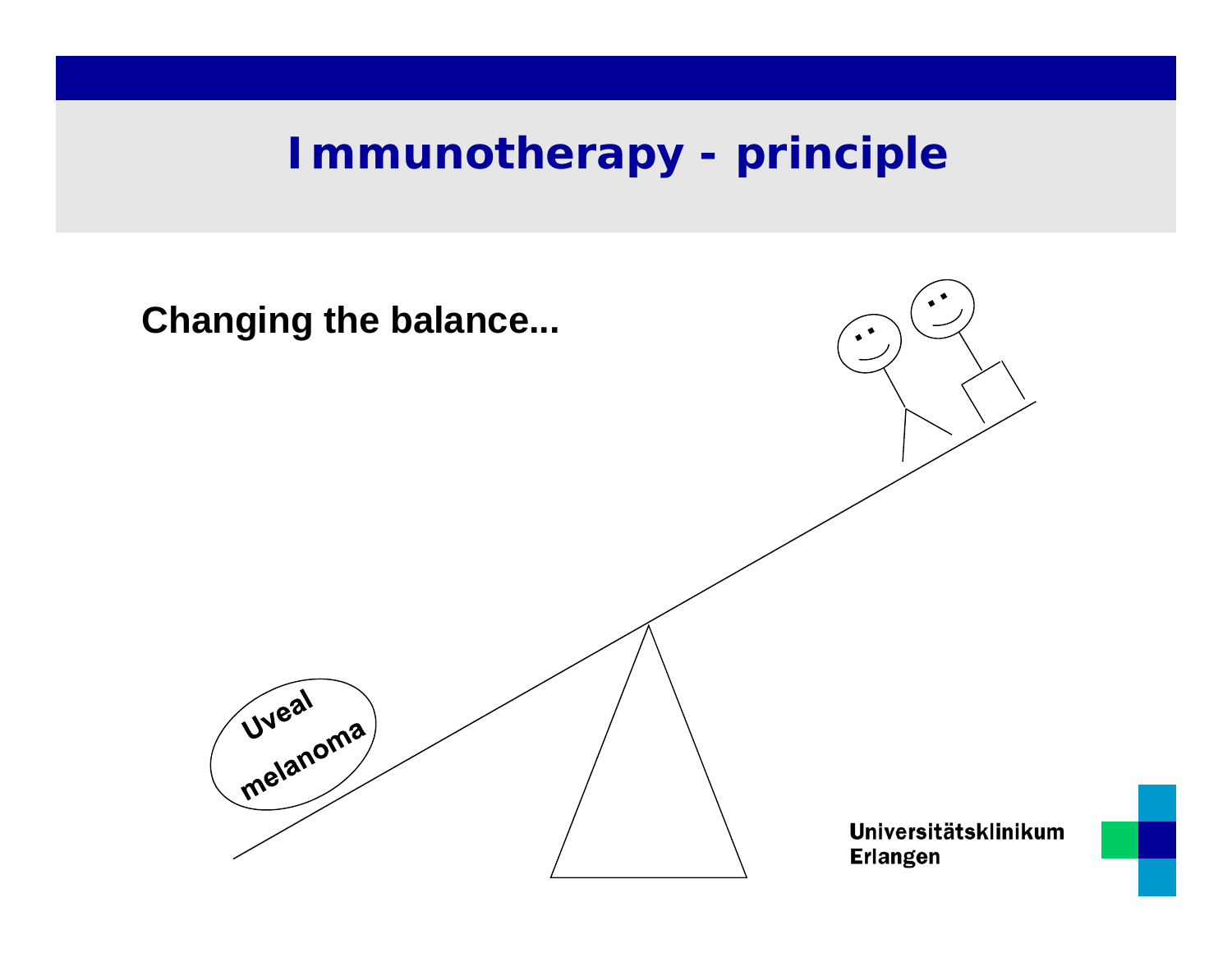# Immunotherapy - principle

**Changing the balance...**

Uveal melanoma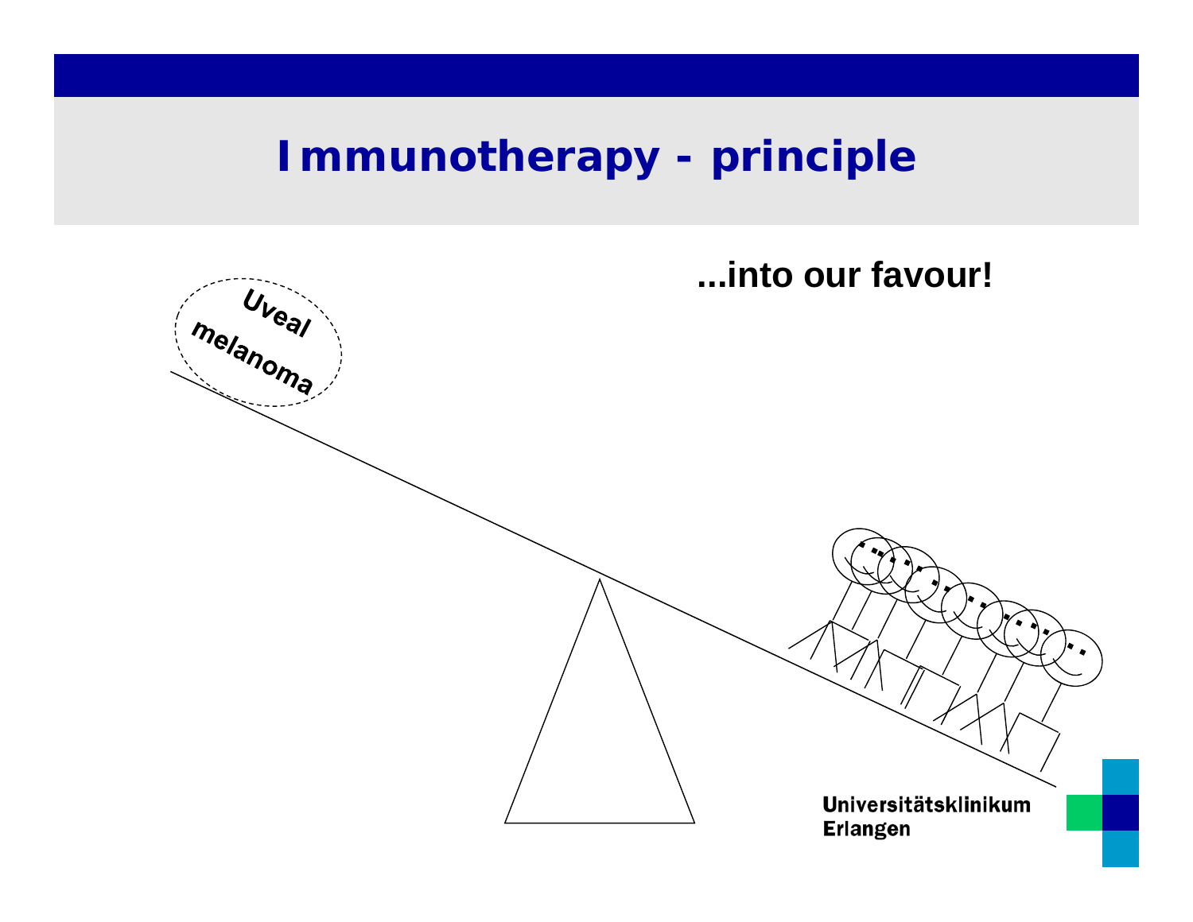# Immunotherapy - principle

**...into our favour!**

Uveal melanoma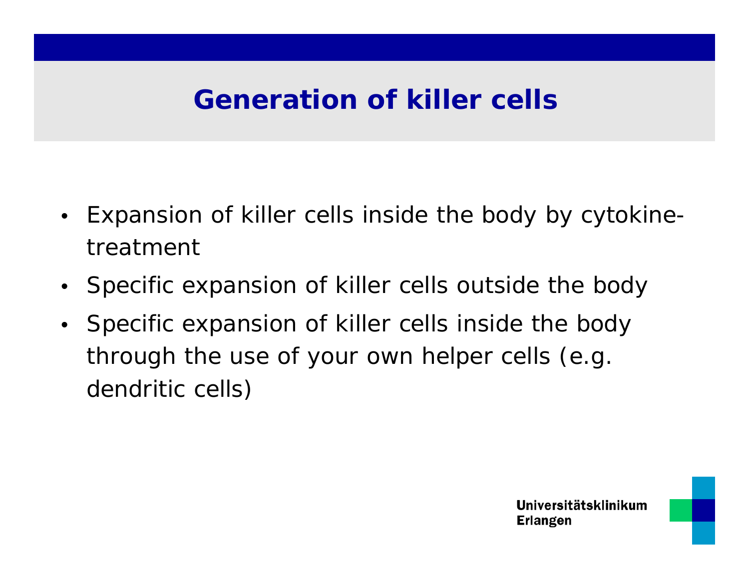# Generation of killer cells

- Expansion of killer cells inside the body by cytokine-treatment
- Specific expansion of killer cells outside the body
- Specific expansion of killer cells inside the body through the use of your own helper cells (e.g. dendritic cells)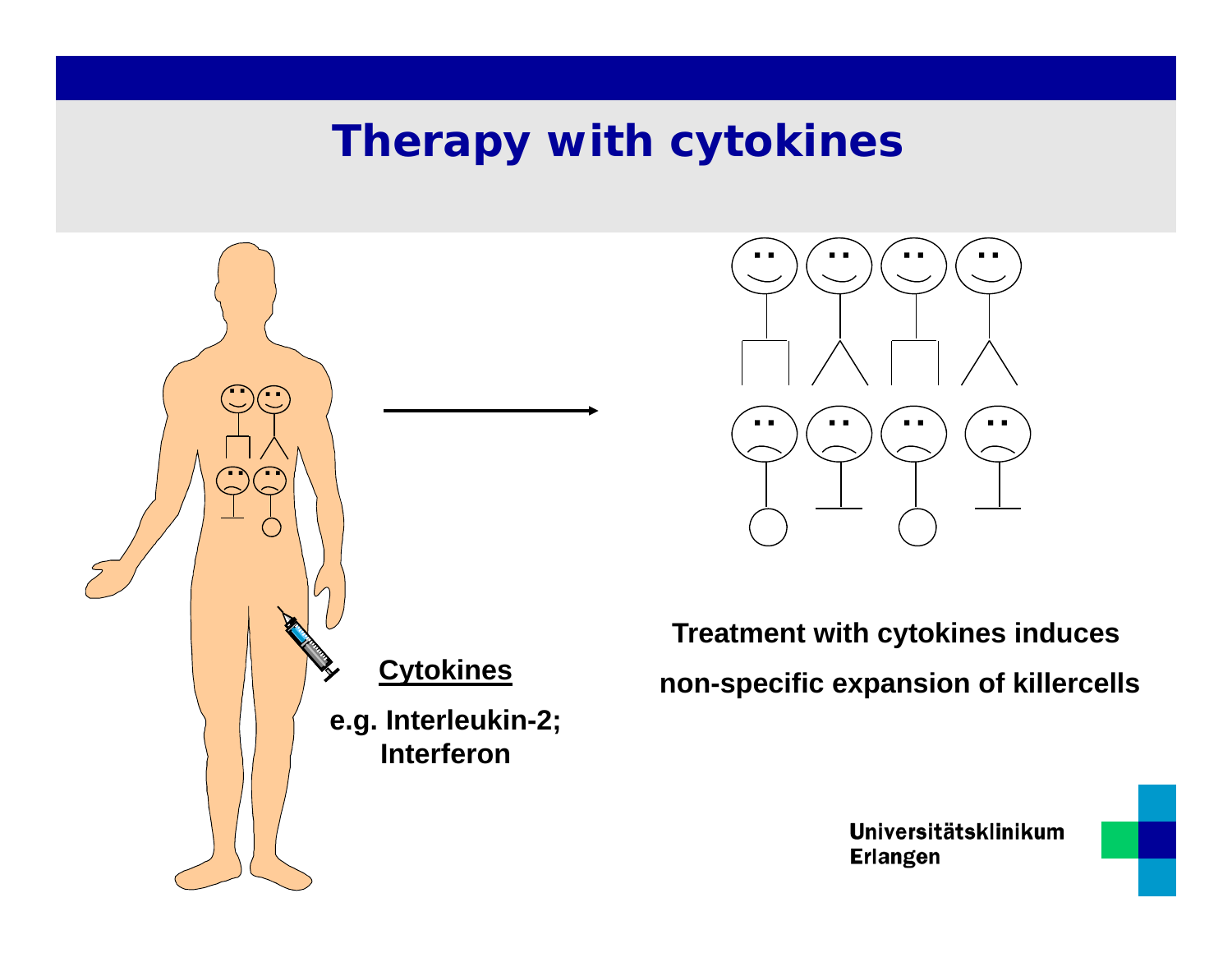# Therapy with cytokines

**Cytokines**

**e.g. Interleukin-2; Interferon**

**Treatment with cytokines induces non-specific expansion of killercells**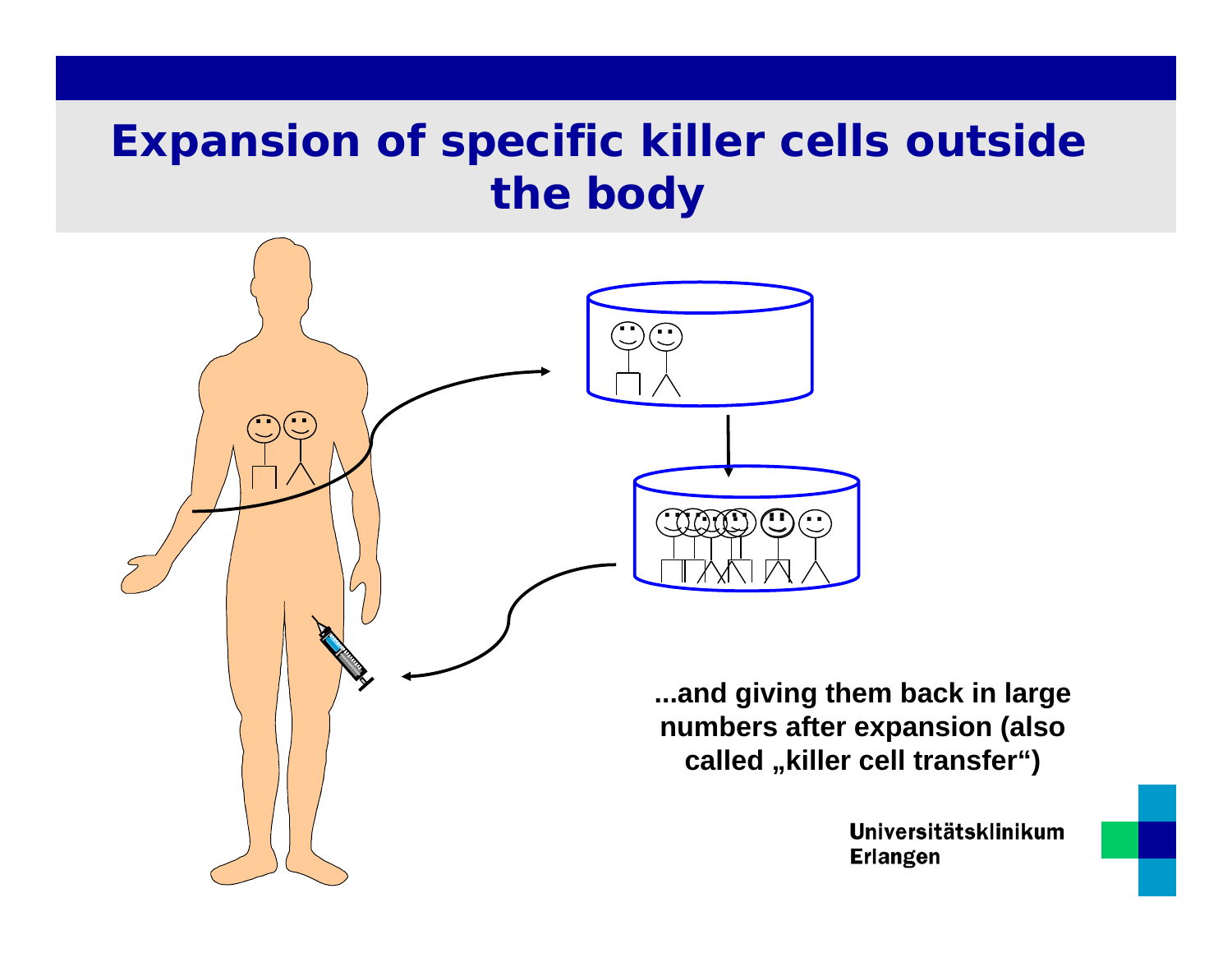# Expansion of specific killer cells outside the body

**...and giving them back in large numbers after expansion (also called „killer cell transfer“)**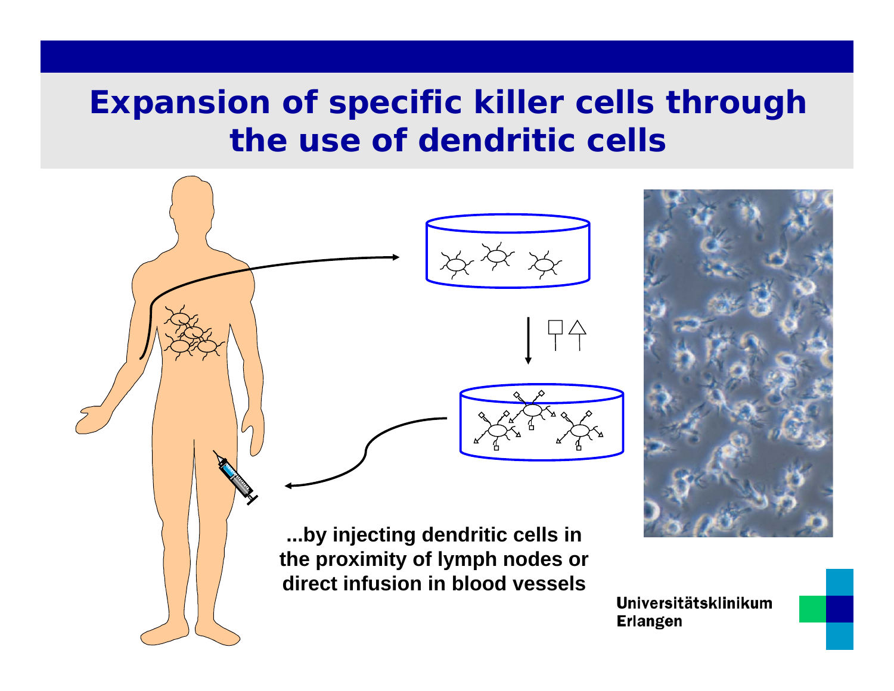# Expansion of specific killer cells through the use of dendritic cells

**...by injecting dendritic cells in the proximity of lymph nodes or direct infusion in blood vessels**

Universitätsklinikum Erlangen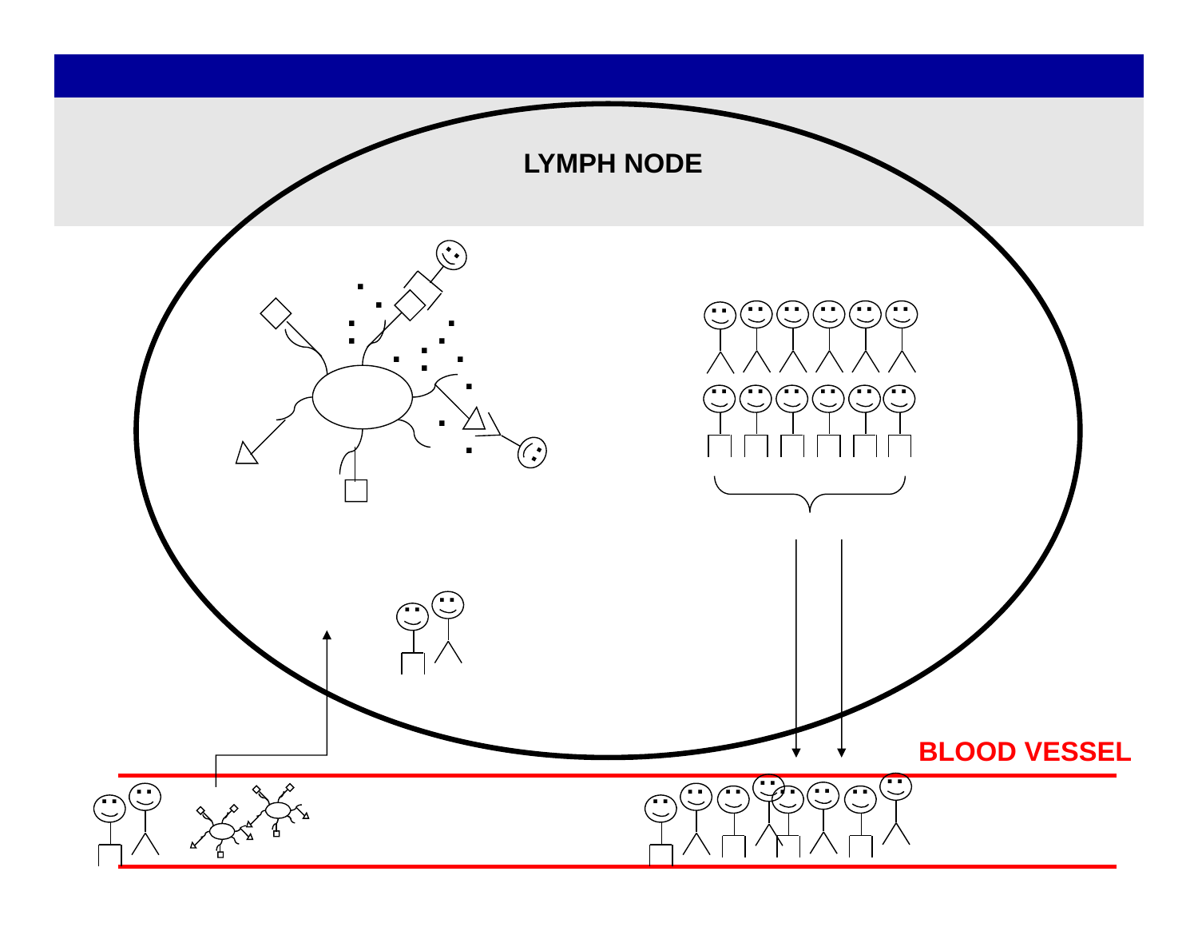LYMPH NODE

BLOOD VESSEL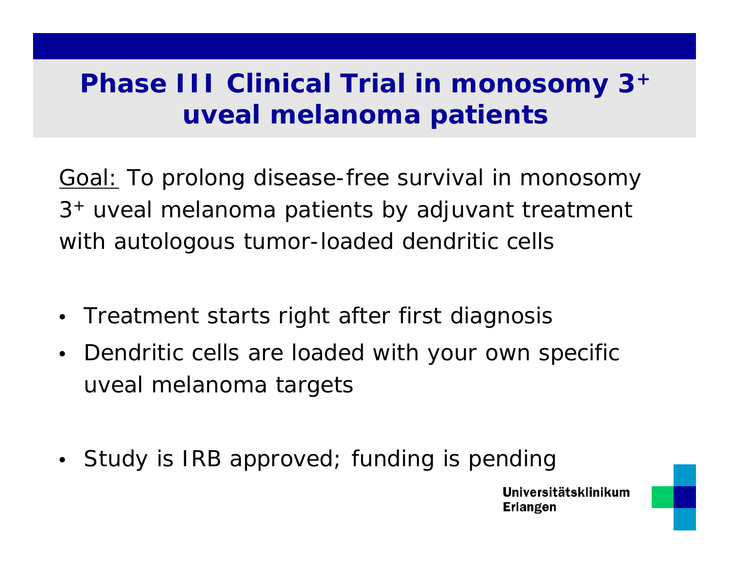# Phase III Clinical Trial in monosomy $3^+$ uveal melanoma patients

Goal: To prolong disease-free survival in monosomy $3^+$ uveal melanoma patients by adjuvant treatment with autologous tumor-loaded dendritic cells

- Treatment starts right after first diagnosis
- Dendritic cells are loaded with your own specific uveal melanoma targets

- Study is IRB approved; funding is pending

Universitätsklinikum Erlangen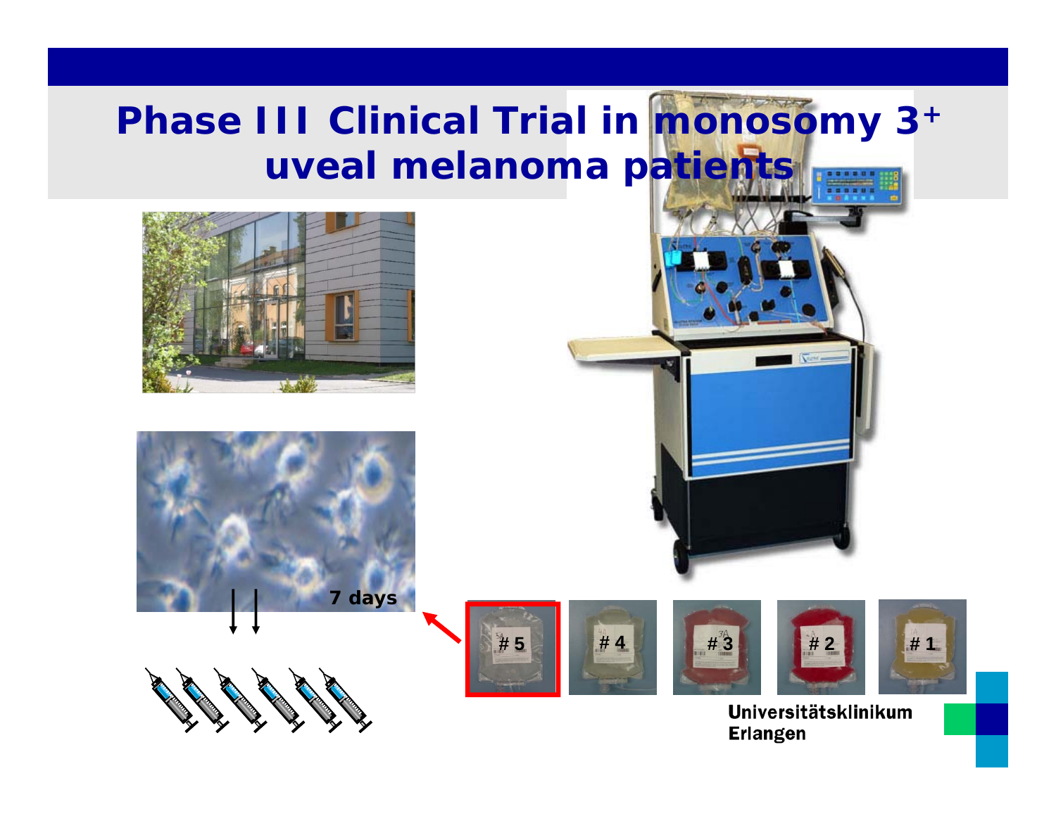# Phase III Clinical Trial in monosomy 3+ uveal melanoma patients

7 days

# 5

# 4

# 3

# 2

# 1

Universitätsklinikum Erlangen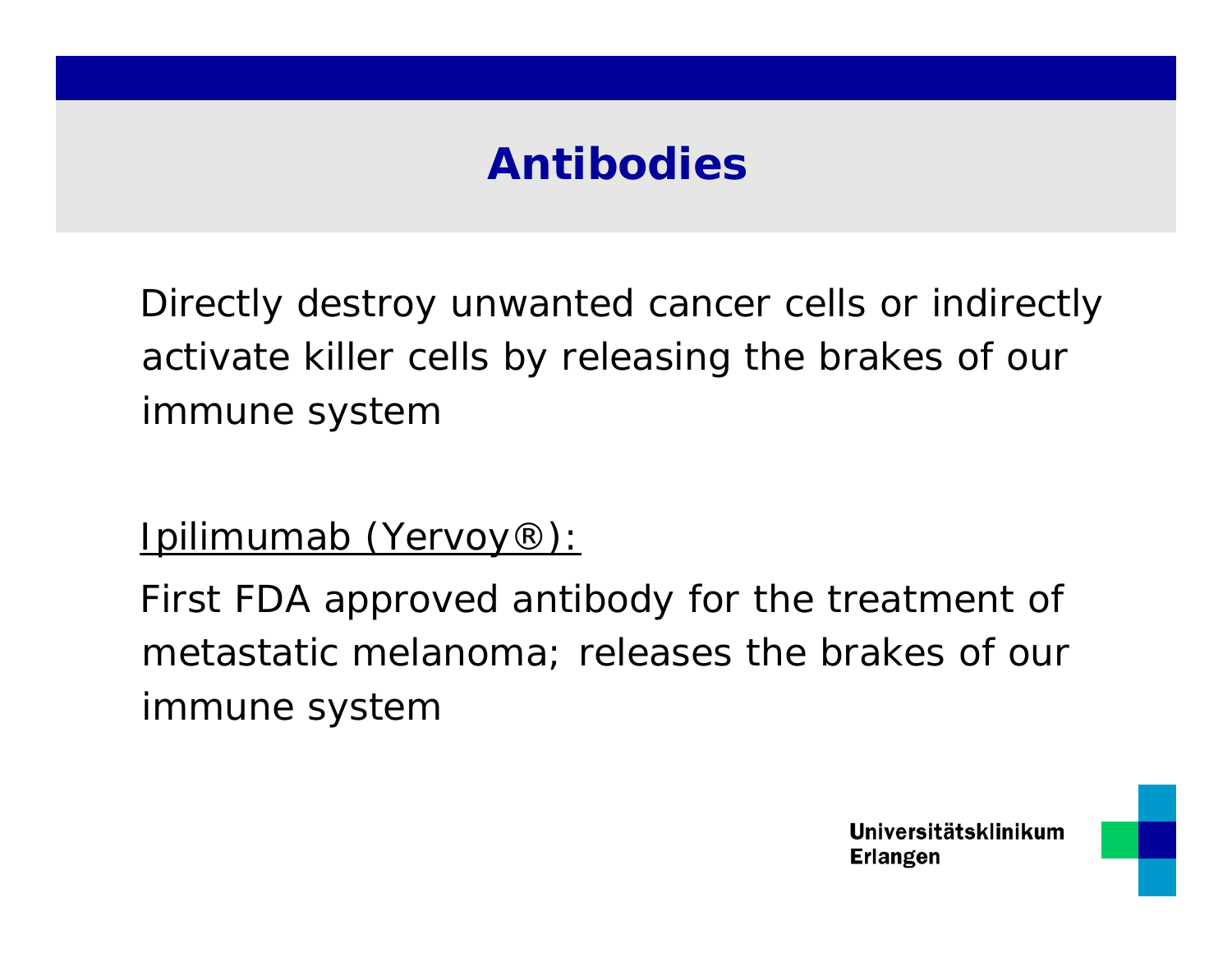# Antibodies

Directly destroy unwanted cancer cells or indirectly activate killer cells by releasing the brakes of our immune system

<u>Ipilimumab (Yervoy®):</u>

First FDA approved antibody for the treatment of metastatic melanoma; releases the brakes of our immune system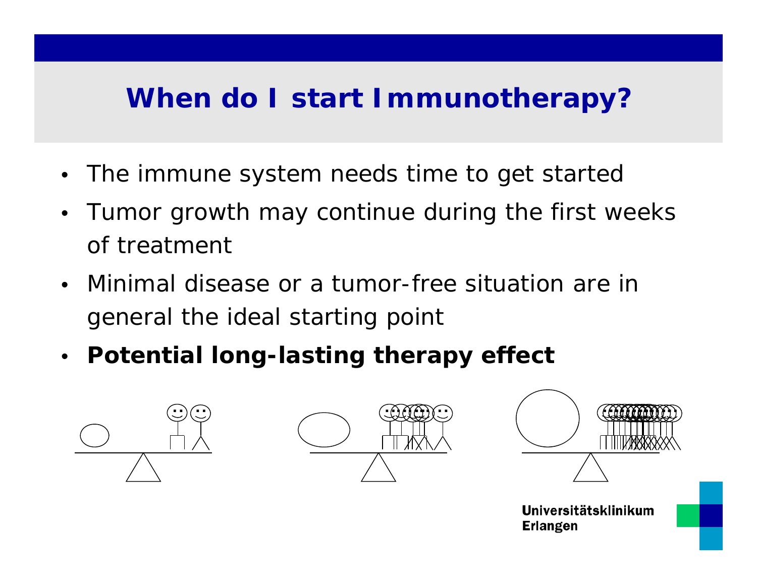# When do I start Immunotherapy?

- The immune system needs time to get started
- Tumor growth may continue during the first weeks of treatment
- Minimal disease or a tumor-free situation are in general the ideal starting point
- **Potential long-lasting therapy effect**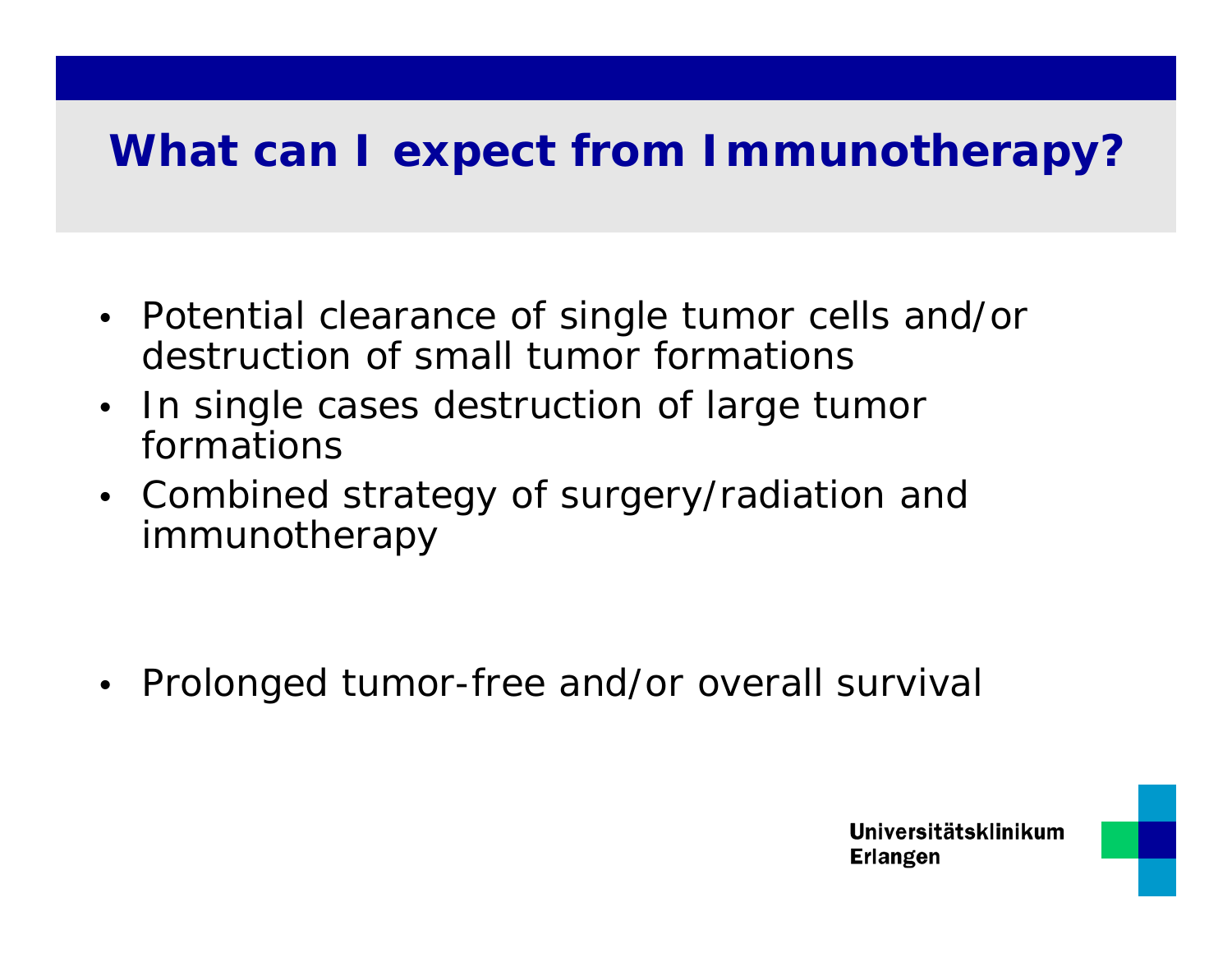# What can I expect from Immunotherapy?

- Potential clearance of single tumor cells and/or destruction of small tumor formations
- In single cases destruction of large tumor formations
- Combined strategy of surgery/radiation and immunotherapy

- Prolonged tumor-free and/or overall survival

Universitätsklinikum Erlangen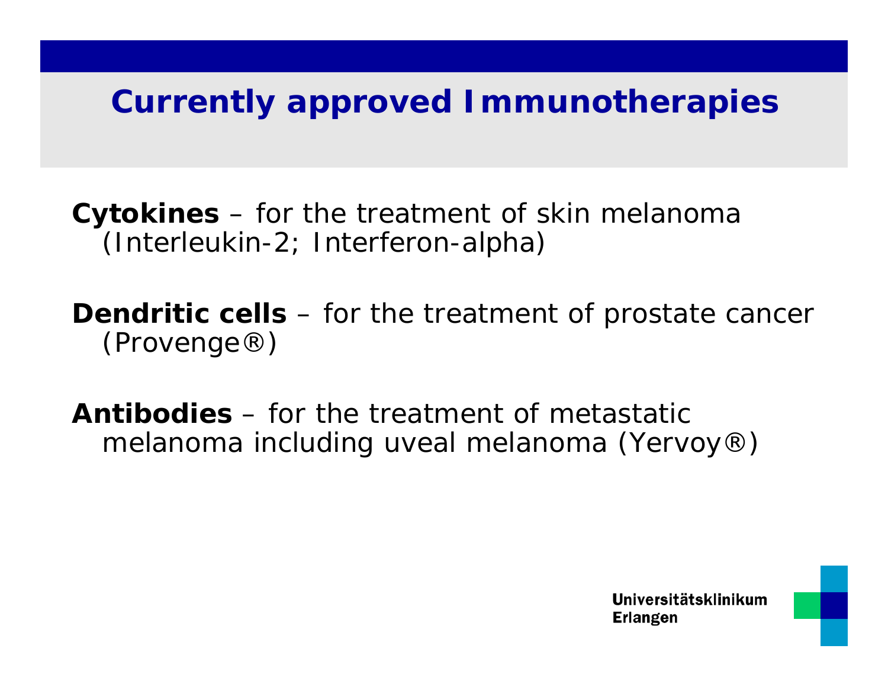# Currently approved Immunotherapies

**Cytokines** – for the treatment of skin melanoma (Interleukin-2; Interferon-alpha)

**Dendritic cells** – for the treatment of prostate cancer (Provenge®)

**Antibodies** – for the treatment of metastatic melanoma including uveal melanoma (Yervoy®)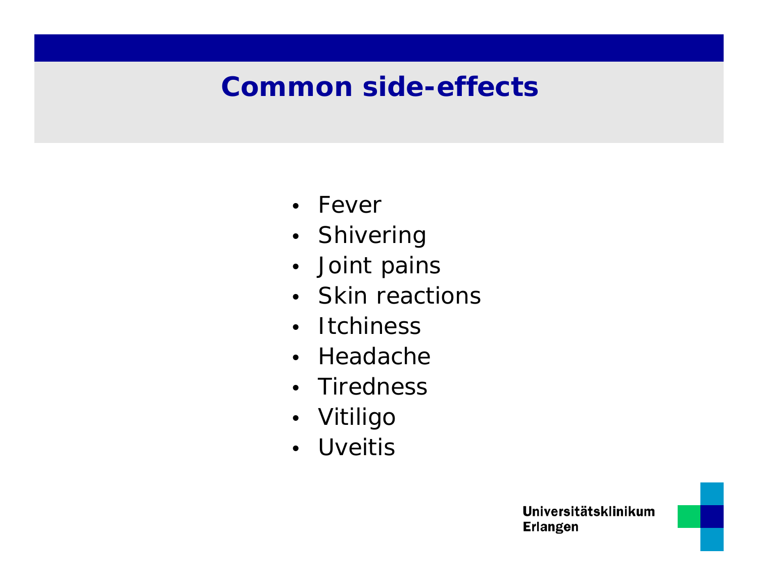# Common side-effects

- Fever
- Shivering
- Joint pains
- Skin reactions
- Itchiness
- Headache
- Tiredness
- Vitiligo
- Uveitis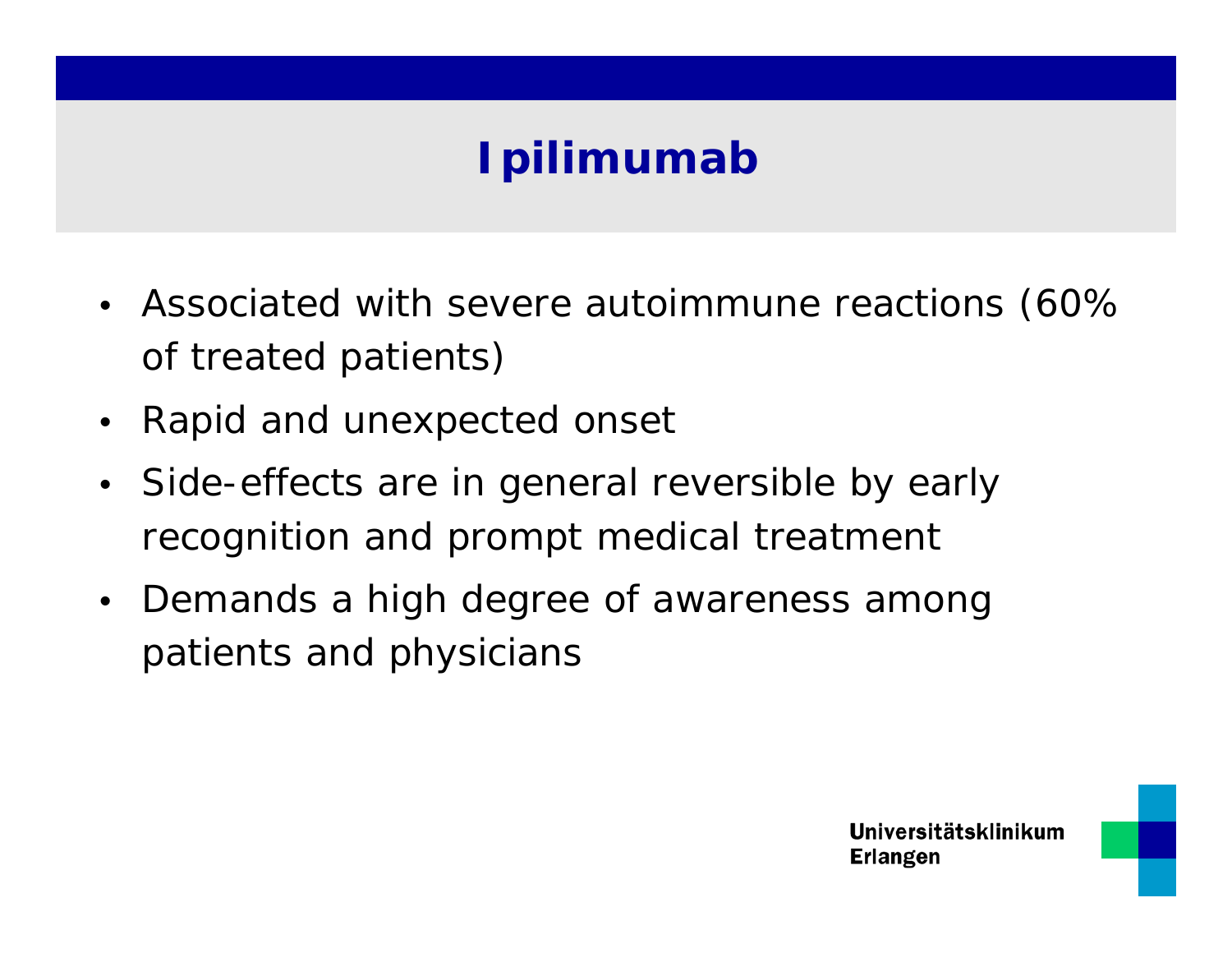# Ipilimumab

- Associated with severe autoimmune reactions (60% of treated patients)
- Rapid and unexpected onset
- Side-effects are in general reversible by early recognition and prompt medical treatment
- Demands a high degree of awareness among patients and physicians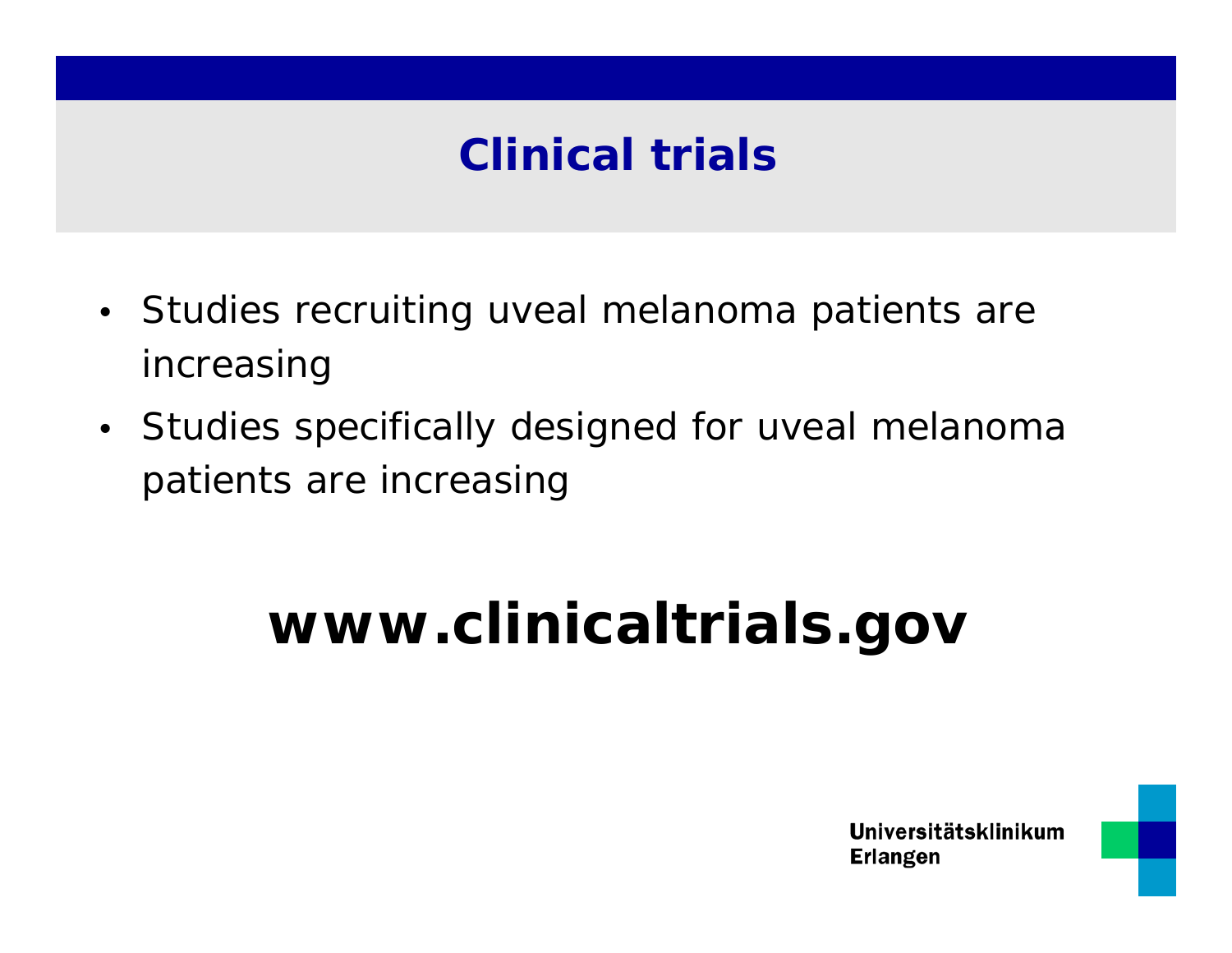# Clinical trials

- Studies recruiting uveal melanoma patients are increasing
- Studies specifically designed for uveal melanoma patients are increasing

**www.clinicaltrials.gov**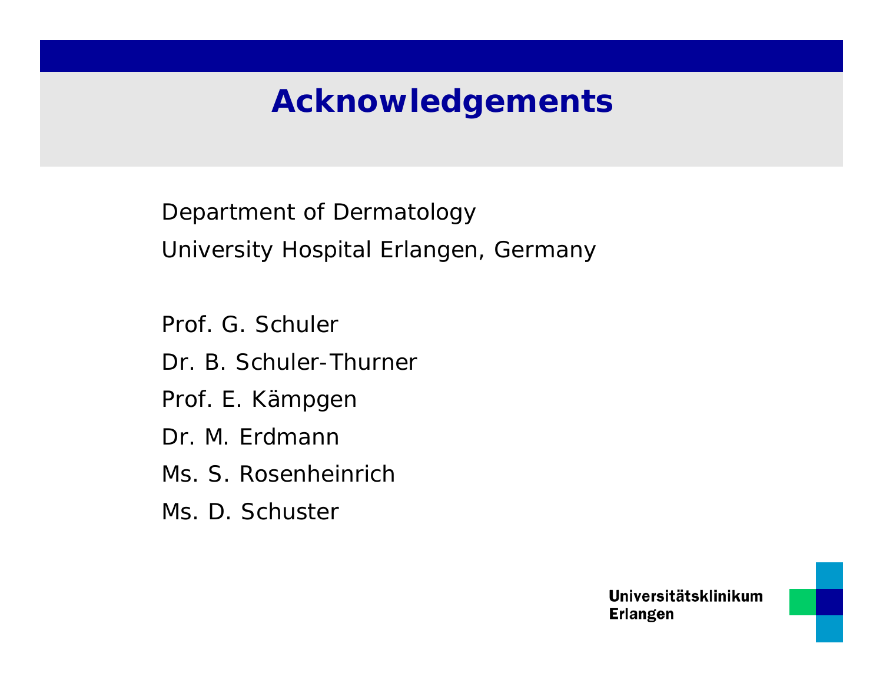# Acknowledgements

Department of Dermatology

University Hospital Erlangen, Germany

Prof. G. Schuler

Dr. B. Schuler-Thurner

Prof. E. Kämpgen

Dr. M. Erdmann

Ms. S. Rosenheinrich

Ms. D. Schuster

**Universitätsklinikum Erlangen**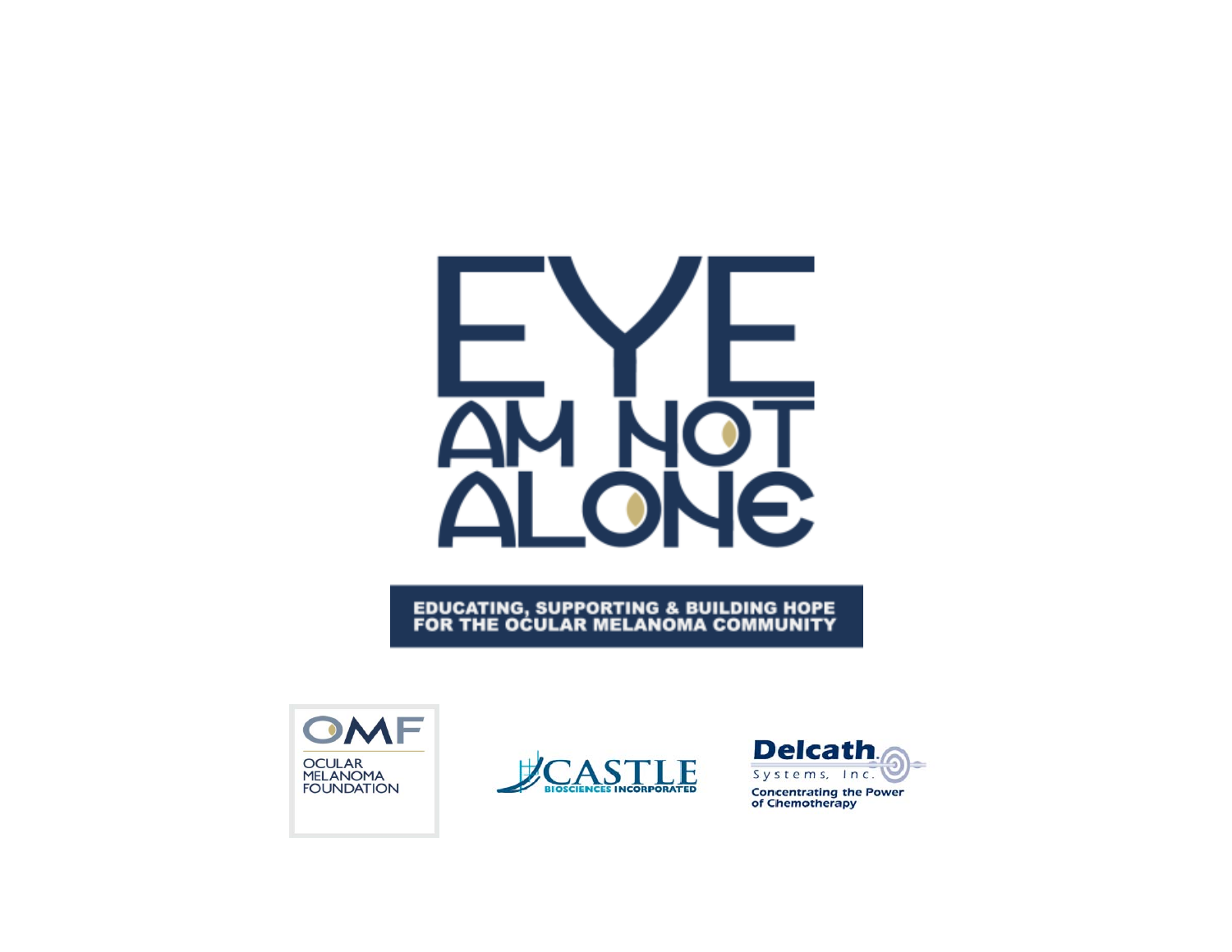# EYE AM NOT ALONE

**EDUCATING, SUPPORTING & BUILDING HOPE FOR THE OCULAR MELANOMA COMMUNITY**

OMF
OCULAR MELANOMA FOUNDATION

CASTLE BIOSCIENCES INCORPORATED

Delcath Systems, Inc.
Concentrating the Power of Chemotherapy